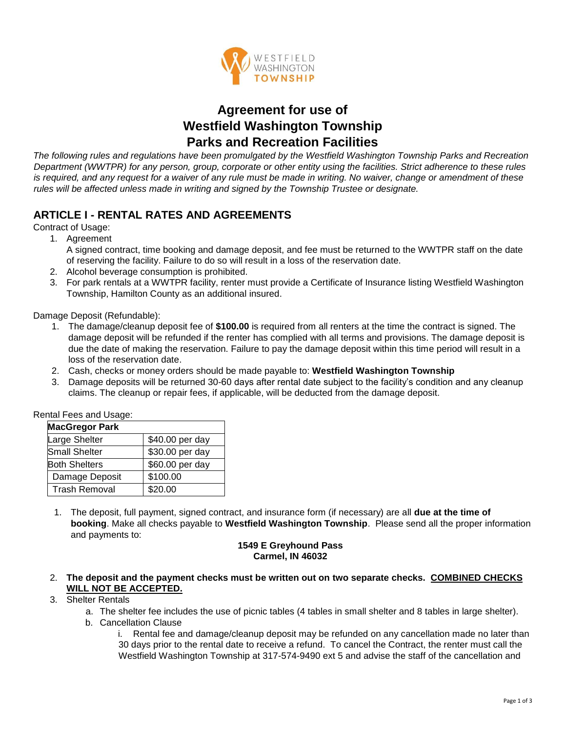# Agreement for use of Westfield Washington Township Parks and Recreation Facilities

*The following rules and regulations have been promulgated by the Westfield Washington Township Parks and Recreation Department (WWTPR) for any person, group, corporate or other entity using the facilities. Strict adherence to these rules is required, and any request for a waiver of any rule must be made in writing. No waiver, change or amendment of these rules will be affected unless made in writing and signed by the Township Trustee or designate.*

## ARTICLE I - RENTAL RATES AND AGREEMENTS

Contract of Usage:

1. Agreement
   A signed contract, time booking and damage deposit, and fee must be returned to the WWTPR staff on the date of reserving the facility. Failure to do so will result in a loss of the reservation date.
2. Alcohol beverage consumption is prohibited.
3. For park rentals at a WWTPR facility, renter must provide a Certificate of Insurance listing Westfield Washington Township, Hamilton County as an additional insured.

Damage Deposit (Refundable):

1. The damage/cleanup deposit fee of **$100.00** is required from all renters at the time the contract is signed. The damage deposit will be refunded if the renter has complied with all terms and provisions. The damage deposit is due the date of making the reservation. Failure to pay the damage deposit within this time period will result in a loss of the reservation date.
2. Cash, checks or money orders should be made payable to: **Westfield Washington Township**
3. Damage deposits will be returned 30-60 days after rental date subject to the facility's condition and any cleanup claims. The cleanup or repair fees, if applicable, will be deducted from the damage deposit.

Rental Fees and Usage:

| **MacGregor Park** | |
|---|---|
| Large Shelter | $40.00 per day |
| Small Shelter | $30.00 per day |
| Both Shelters | $60.00 per day |
| Damage Deposit | $100.00 |
| Trash Removal | $20.00 |

1. The deposit, full payment, signed contract, and insurance form (if necessary) are all **due at the time of booking**. Make all checks payable to **Westfield Washington Township**. Please send all the proper information and payments to:

   **1549 E Greyhound Pass**
   **Carmel, IN 46032**

2. **The deposit and the payment checks must be written out on two separate checks. COMBINED CHECKS WILL NOT BE ACCEPTED.**
3. Shelter Rentals
   a. The shelter fee includes the use of picnic tables (4 tables in small shelter and 8 tables in large shelter).
   b. Cancellation Clause
      i. Rental fee and damage/cleanup deposit may be refunded on any cancellation made no later than 30 days prior to the rental date to receive a refund. To cancel the Contract, the renter must call the Westfield Washington Township at 317-574-9490 ext 5 and advise the staff of the cancellation and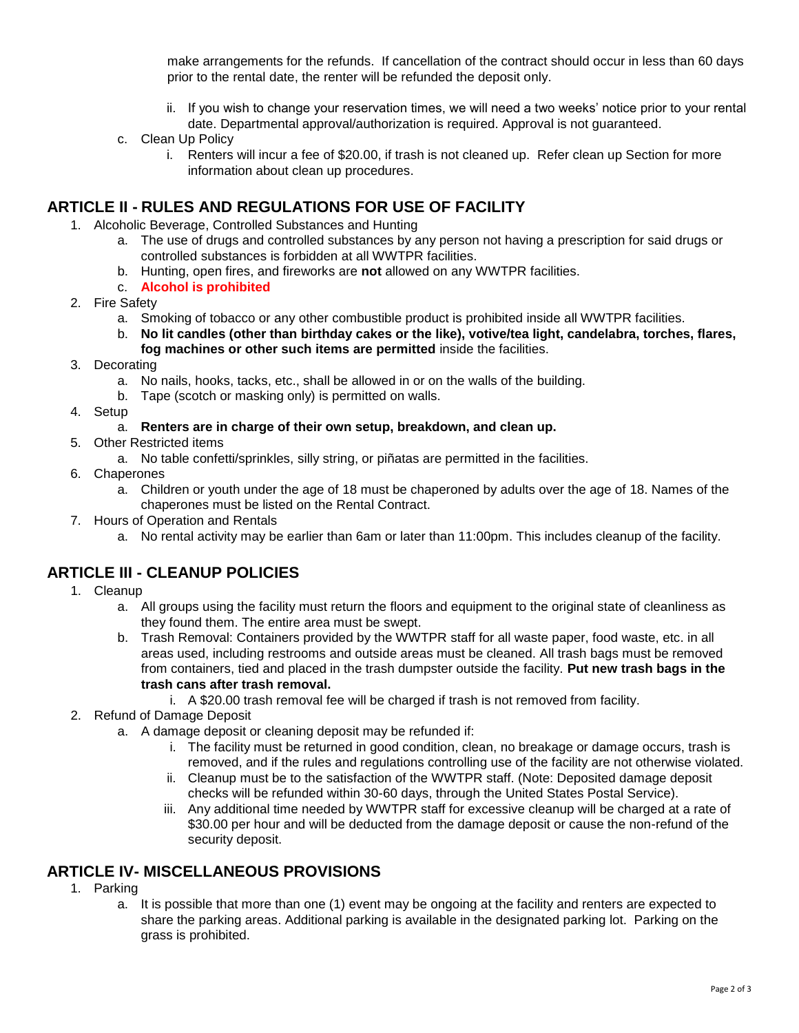make arrangements for the refunds. If cancellation of the contract should occur in less than 60 days prior to the rental date, the renter will be refunded the deposit only.

   ii. If you wish to change your reservation times, we will need a two weeks' notice prior to your rental date. Departmental approval/authorization is required. Approval is not guaranteed.

c. Clean Up Policy
   i. Renters will incur a fee of $20.00, if trash is not cleaned up. Refer clean up Section for more information about clean up procedures.

## ARTICLE II - RULES AND REGULATIONS FOR USE OF FACILITY

1. Alcoholic Beverage, Controlled Substances and Hunting
   a. The use of drugs and controlled substances by any person not having a prescription for said drugs or controlled substances is forbidden at all WWTPR facilities.
   b. Hunting, open fires, and fireworks are **not** allowed on any WWTPR facilities.
   c. **Alcohol is prohibited**
2. Fire Safety
   a. Smoking of tobacco or any other combustible product is prohibited inside all WWTPR facilities.
   b. **No lit candles (other than birthday cakes or the like), votive/tea light, candelabra, torches, flares, fog machines or other such items are permitted** inside the facilities.
3. Decorating
   a. No nails, hooks, tacks, etc., shall be allowed in or on the walls of the building.
   b. Tape (scotch or masking only) is permitted on walls.
4. Setup
   a. **Renters are in charge of their own setup, breakdown, and clean up.**
5. Other Restricted items
   a. No table confetti/sprinkles, silly string, or piñatas are permitted in the facilities.
6. Chaperones
   a. Children or youth under the age of 18 must be chaperoned by adults over the age of 18. Names of the chaperones must be listed on the Rental Contract.
7. Hours of Operation and Rentals
   a. No rental activity may be earlier than 6am or later than 11:00pm. This includes cleanup of the facility.

## ARTICLE III - CLEANUP POLICIES

1. Cleanup
   a. All groups using the facility must return the floors and equipment to the original state of cleanliness as they found them. The entire area must be swept.
   b. Trash Removal: Containers provided by the WWTPR staff for all waste paper, food waste, etc. in all areas used, including restrooms and outside areas must be cleaned. All trash bags must be removed from containers, tied and placed in the trash dumpster outside the facility. **Put new trash bags in the trash cans after trash removal.**
      i. A $20.00 trash removal fee will be charged if trash is not removed from facility.
2. Refund of Damage Deposit
   a. A damage deposit or cleaning deposit may be refunded if:
      i. The facility must be returned in good condition, clean, no breakage or damage occurs, trash is removed, and if the rules and regulations controlling use of the facility are not otherwise violated.
      ii. Cleanup must be to the satisfaction of the WWTPR staff. (Note: Deposited damage deposit checks will be refunded within 30-60 days, through the United States Postal Service).
      iii. Any additional time needed by WWTPR staff for excessive cleanup will be charged at a rate of $30.00 per hour and will be deducted from the damage deposit or cause the non-refund of the security deposit.

## ARTICLE IV- MISCELLANEOUS PROVISIONS

1. Parking
   a. It is possible that more than one (1) event may be ongoing at the facility and renters are expected to share the parking areas. Additional parking is available in the designated parking lot. Parking on the grass is prohibited.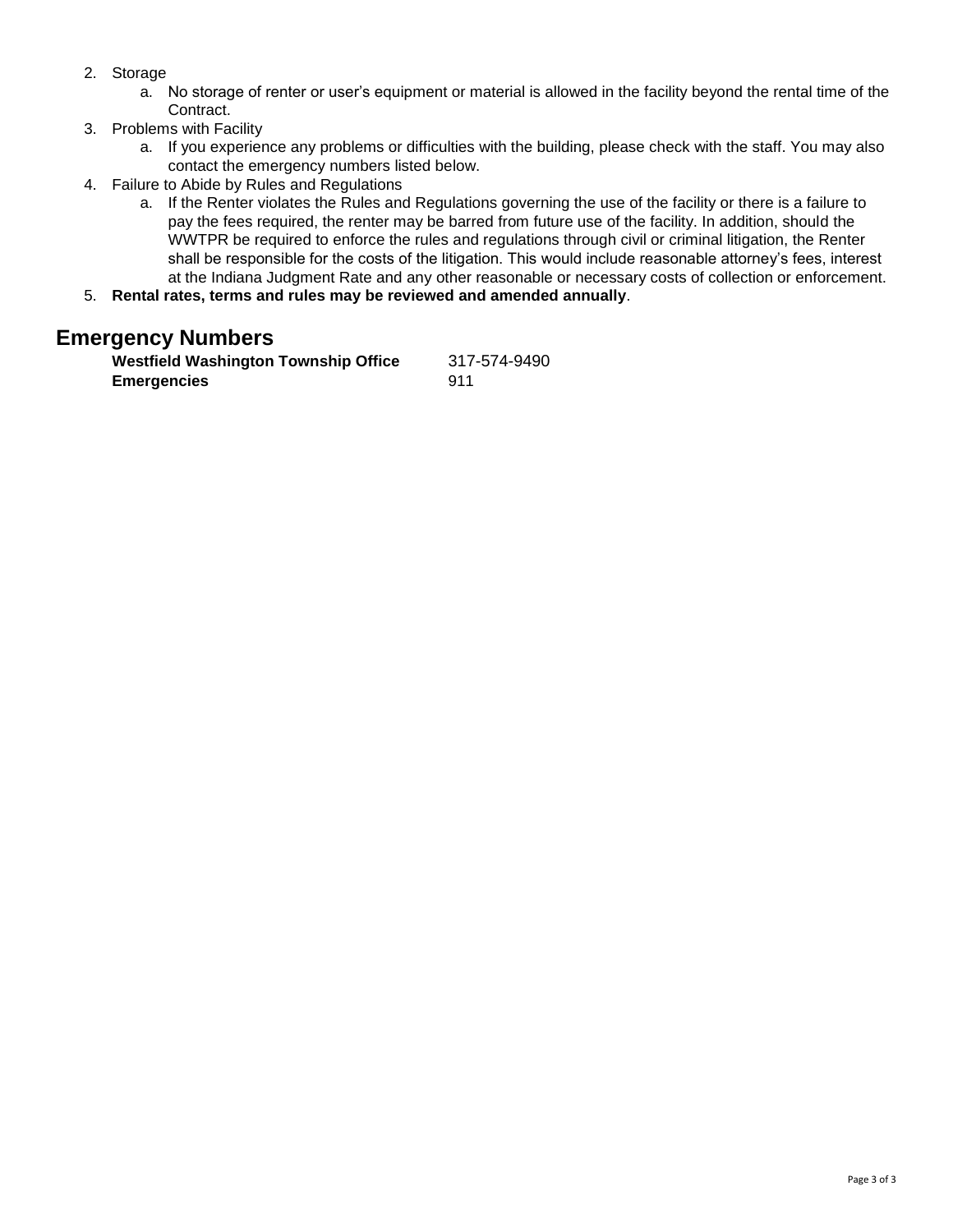2. Storage
    a. No storage of renter or user's equipment or material is allowed in the facility beyond the rental time of the Contract.
3. Problems with Facility
    a. If you experience any problems or difficulties with the building, please check with the staff. You may also contact the emergency numbers listed below.
4. Failure to Abide by Rules and Regulations
    a. If the Renter violates the Rules and Regulations governing the use of the facility or there is a failure to pay the fees required, the renter may be barred from future use of the facility. In addition, should the WWTPR be required to enforce the rules and regulations through civil or criminal litigation, the Renter shall be responsible for the costs of the litigation. This would include reasonable attorney's fees, interest at the Indiana Judgment Rate and any other reasonable or necessary costs of collection or enforcement.
5. **Rental rates, terms and rules may be reviewed and amended annually**.

## Emergency Numbers

| | |
|---|---|
| **Westfield Washington Township Office** | 317-574-9490 |
| **Emergencies** | 911 |